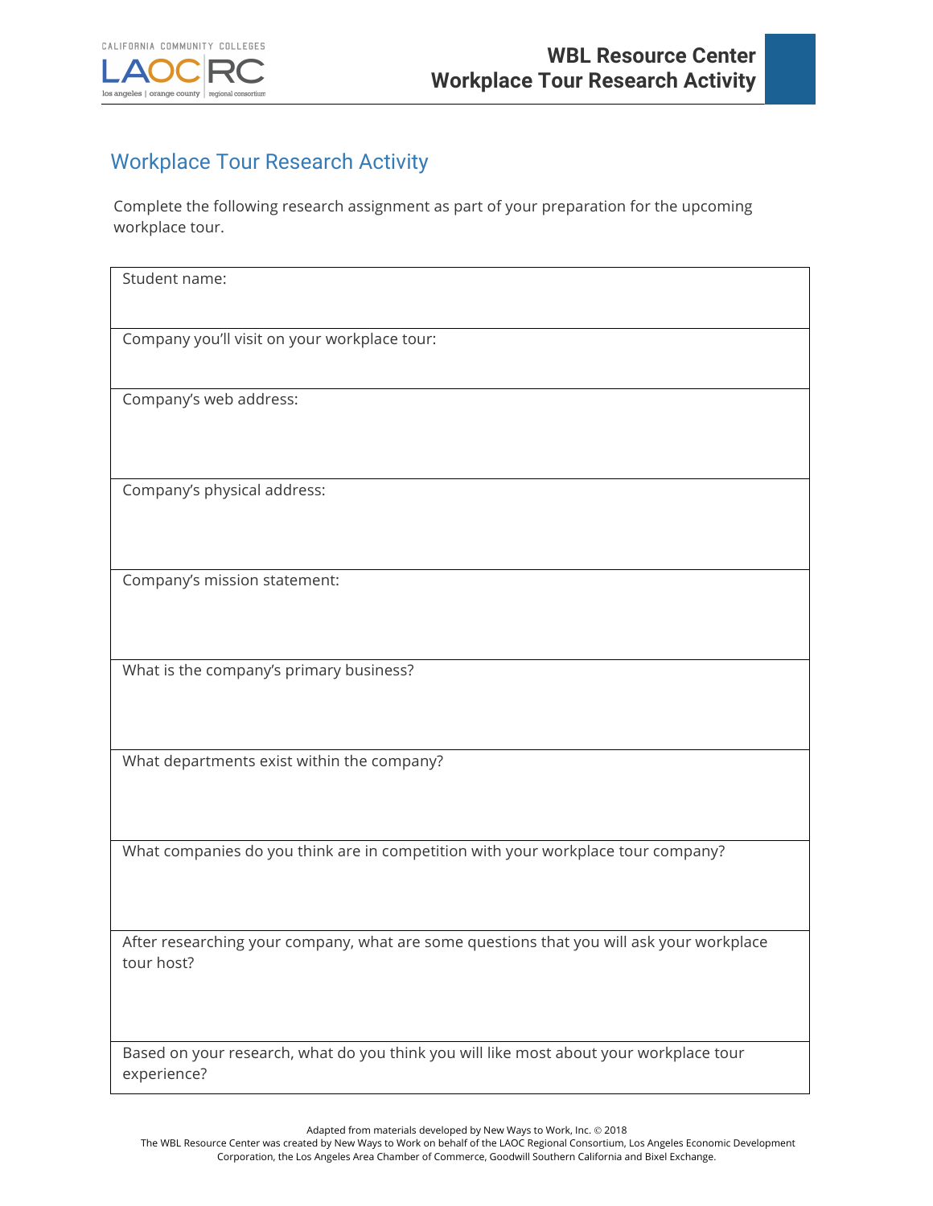# Workplace Tour Research Activity

Complete the following research assignment as part of your preparation for the upcoming workplace tour.

| Student name: |
|---|
| Company you'll visit on your workplace tour: |
| Company's web address: |
| Company's physical address: |
| Company's mission statement: |
| What is the company's primary business? |
| What departments exist within the company? |
| What companies do you think are in competition with your workplace tour company? |
| After researching your company, what are some questions that you will ask your workplace tour host? |
| Based on your research, what do you think you will like most about your workplace tour experience? |

Adapted from materials developed by New Ways to Work, Inc. © 2018
The WBL Resource Center was created by New Ways to Work on behalf of the LAOC Regional Consortium, Los Angeles Economic Development Corporation, the Los Angeles Area Chamber of Commerce, Goodwill Southern California and Bixel Exchange.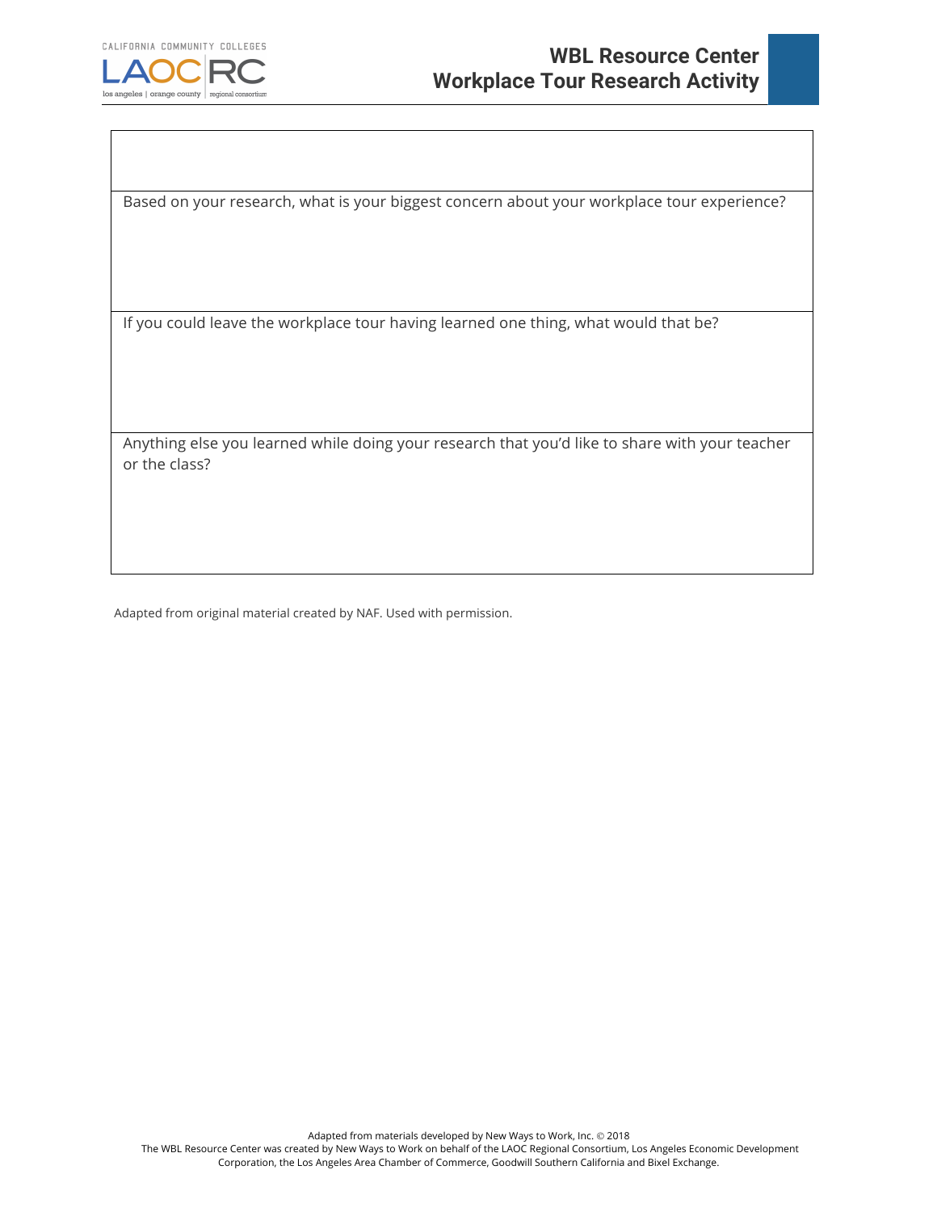| |
|---|
| |
| Based on your research, what is your biggest concern about your workplace tour experience? |
| If you could leave the workplace tour having learned one thing, what would that be? |
| Anything else you learned while doing your research that you'd like to share with your teacher or the class? |

Adapted from original material created by NAF. Used with permission.